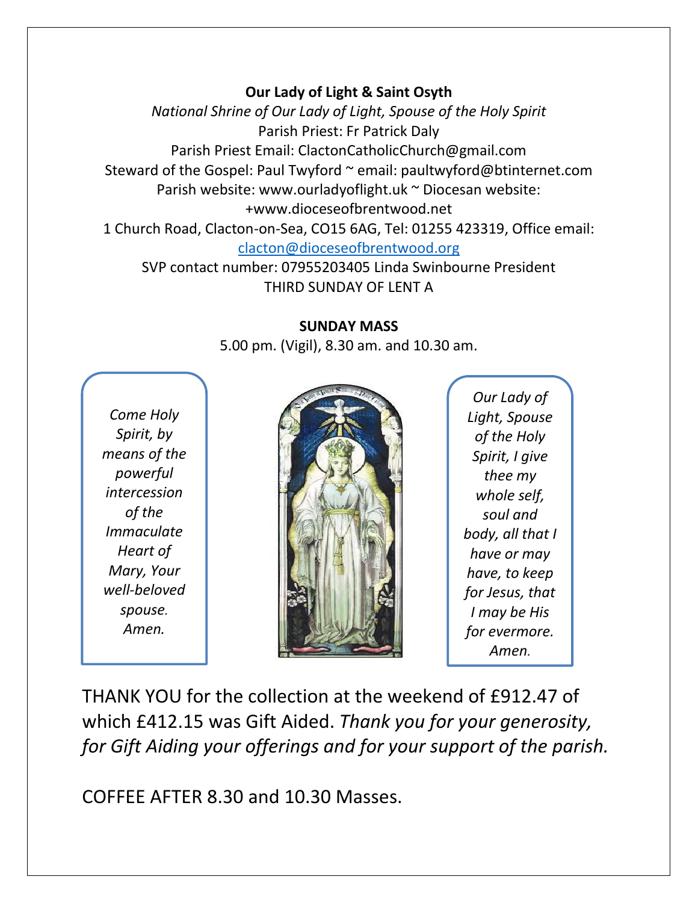**Our Lady of Light & Saint Osyth**

*National Shrine of Our Lady of Light, Spouse of the Holy Spirit*

Parish Priest: Fr Patrick Daly

Parish Priest Email: ClactonCatholicChurch@gmail.com

Steward of the Gospel: Paul Twyford ~ email: paultwyford@btinternet.com

Parish website: www.ourladyoflight.uk ~ Diocesan website: +www.dioceseofbrentwood.net

1 Church Road, Clacton-on-Sea, CO15 6AG, Tel: 01255 423319, Office email: clacton@dioceseofbrentwood.org

SVP contact number: 07955203405 Linda Swinbourne President

THIRD SUNDAY OF LENT A

**SUNDAY MASS**

5.00 pm. (Vigil), 8.30 am. and 10.30 am.

*Come Holy Spirit, by means of the powerful intercession of the Immaculate Heart of Mary, Your well-beloved spouse. Amen.*

*Our Lady of Light, Spouse of the Holy Spirit, I give thee my whole self, soul and body, all that I have or may have, to keep for Jesus, that I may be His for evermore. Amen.*

THANK YOU for the collection at the weekend of £912.47 of which £412.15 was Gift Aided. *Thank you for your generosity, for Gift Aiding your offerings and for your support of the parish.*

COFFEE AFTER 8.30 and 10.30 Masses.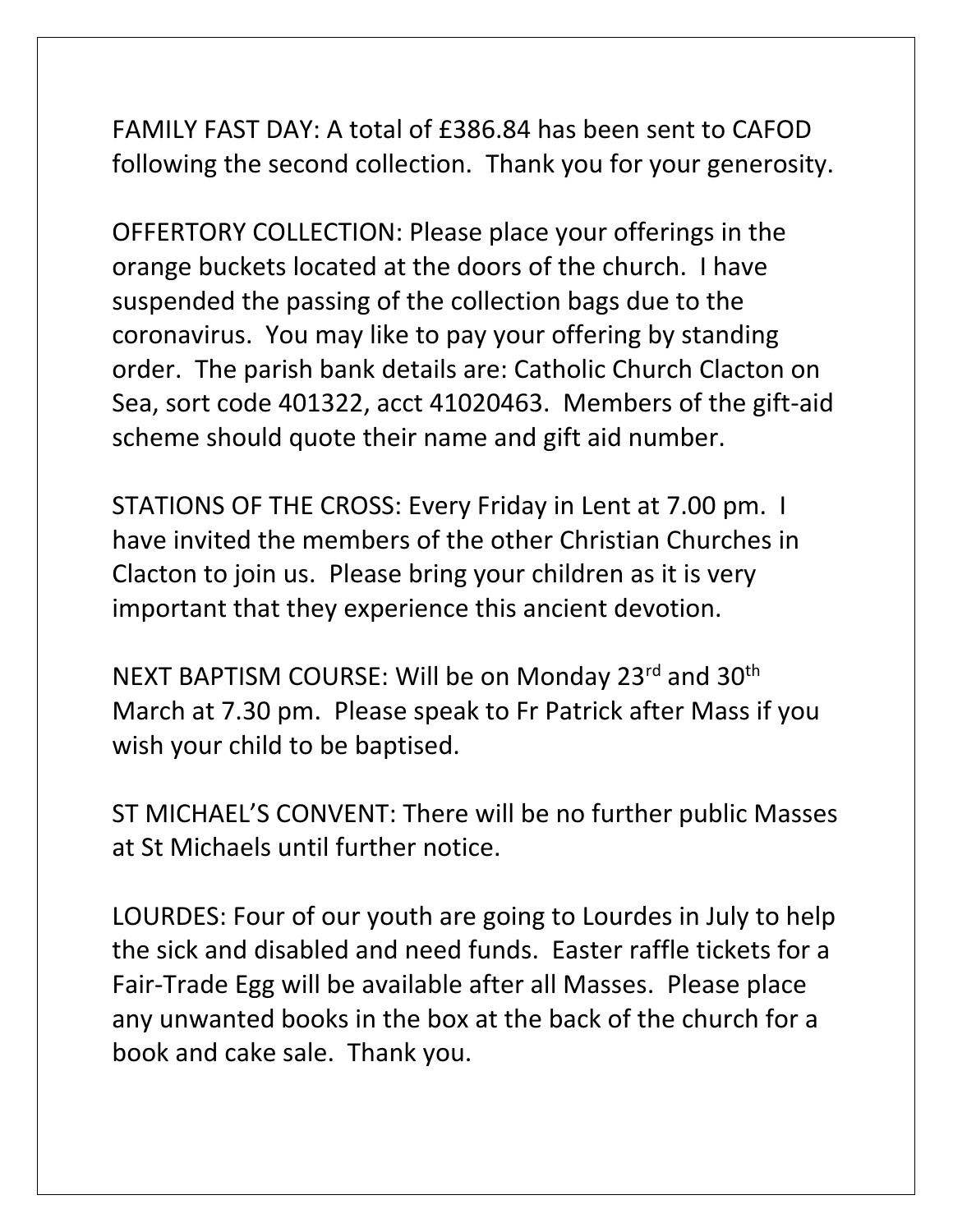FAMILY FAST DAY: A total of £386.84 has been sent to CAFOD following the second collection. Thank you for your generosity.

OFFERTORY COLLECTION: Please place your offerings in the orange buckets located at the doors of the church. I have suspended the passing of the collection bags due to the coronavirus. You may like to pay your offering by standing order. The parish bank details are: Catholic Church Clacton on Sea, sort code 401322, acct 41020463. Members of the gift-aid scheme should quote their name and gift aid number.

STATIONS OF THE CROSS: Every Friday in Lent at 7.00 pm. I have invited the members of the other Christian Churches in Clacton to join us. Please bring your children as it is very important that they experience this ancient devotion.

NEXT BAPTISM COURSE: Will be on Monday 23rd and 30th March at 7.30 pm. Please speak to Fr Patrick after Mass if you wish your child to be baptised.

ST MICHAEL'S CONVENT: There will be no further public Masses at St Michaels until further notice.

LOURDES: Four of our youth are going to Lourdes in July to help the sick and disabled and need funds. Easter raffle tickets for a Fair-Trade Egg will be available after all Masses. Please place any unwanted books in the box at the back of the church for a book and cake sale. Thank you.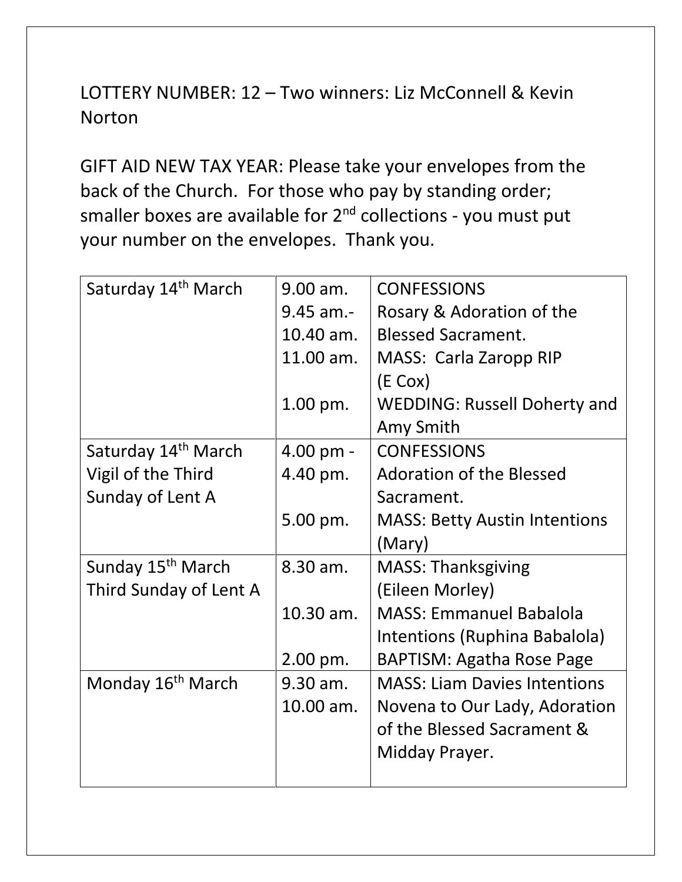LOTTERY NUMBER: 12 – Two winners: Liz McConnell & Kevin Norton

GIFT AID NEW TAX YEAR: Please take your envelopes from the back of the Church. For those who pay by standing order; smaller boxes are available for 2nd collections - you must put your number on the envelopes. Thank you.

| | | |
|---|---|---|
| Saturday 14th March | 9.00 am.<br>9.45 am.-<br>10.40 am.<br>11.00 am.<br><br>1.00 pm. | CONFESSIONS<br>Rosary & Adoration of the Blessed Sacrament.<br>MASS: Carla Zaropp RIP (E Cox)<br>WEDDING: Russell Doherty and Amy Smith |
| Saturday 14th March<br>Vigil of the Third Sunday of Lent A | 4.00 pm -<br>4.40 pm.<br><br>5.00 pm. | CONFESSIONS<br>Adoration of the Blessed Sacrament.<br>MASS: Betty Austin Intentions (Mary) |
| Sunday 15th March<br>Third Sunday of Lent A | 8.30 am.<br><br>10.30 am.<br><br>2.00 pm. | MASS: Thanksgiving (Eileen Morley)<br>MASS: Emmanuel Babalola Intentions (Ruphina Babalola)<br>BAPTISM: Agatha Rose Page |
| Monday 16th March | 9.30 am.<br>10.00 am. | MASS: Liam Davies Intentions<br>Novena to Our Lady, Adoration of the Blessed Sacrament & Midday Prayer. |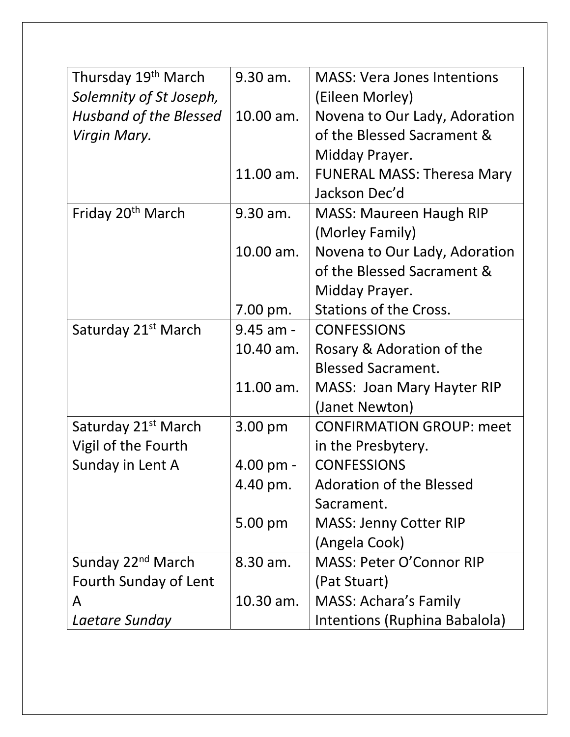| | | |
|---|---|---|
| Thursday 19th March<br>*Solemnity of St Joseph, Husband of the Blessed Virgin Mary.* | 9.30 am.<br><br>10.00 am.<br><br><br>11.00 am. | MASS: Vera Jones Intentions (Eileen Morley)<br>Novena to Our Lady, Adoration of the Blessed Sacrament & Midday Prayer.<br>FUNERAL MASS: Theresa Mary Jackson Dec'd |
| Friday 20th March | 9.30 am.<br><br>10.00 am.<br><br><br>7.00 pm. | MASS: Maureen Haugh RIP (Morley Family)<br>Novena to Our Lady, Adoration of the Blessed Sacrament & Midday Prayer.<br>Stations of the Cross. |
| Saturday 21st March | 9.45 am -<br>10.40 am.<br><br>11.00 am. | CONFESSIONS<br>Rosary & Adoration of the Blessed Sacrament.<br>MASS: Joan Mary Hayter RIP (Janet Newton) |
| Saturday 21st March<br>Vigil of the Fourth Sunday in Lent A | 3.00 pm<br><br>4.00 pm -<br>4.40 pm.<br><br>5.00 pm | CONFIRMATION GROUP: meet in the Presbytery.<br>CONFESSIONS<br>Adoration of the Blessed Sacrament.<br>MASS: Jenny Cotter RIP (Angela Cook) |
| Sunday 22nd March<br>Fourth Sunday of Lent A<br>*Laetare Sunday* | 8.30 am.<br><br>10.30 am. | MASS: Peter O'Connor RIP (Pat Stuart)<br>MASS: Achara's Family Intentions (Ruphina Babalola) |